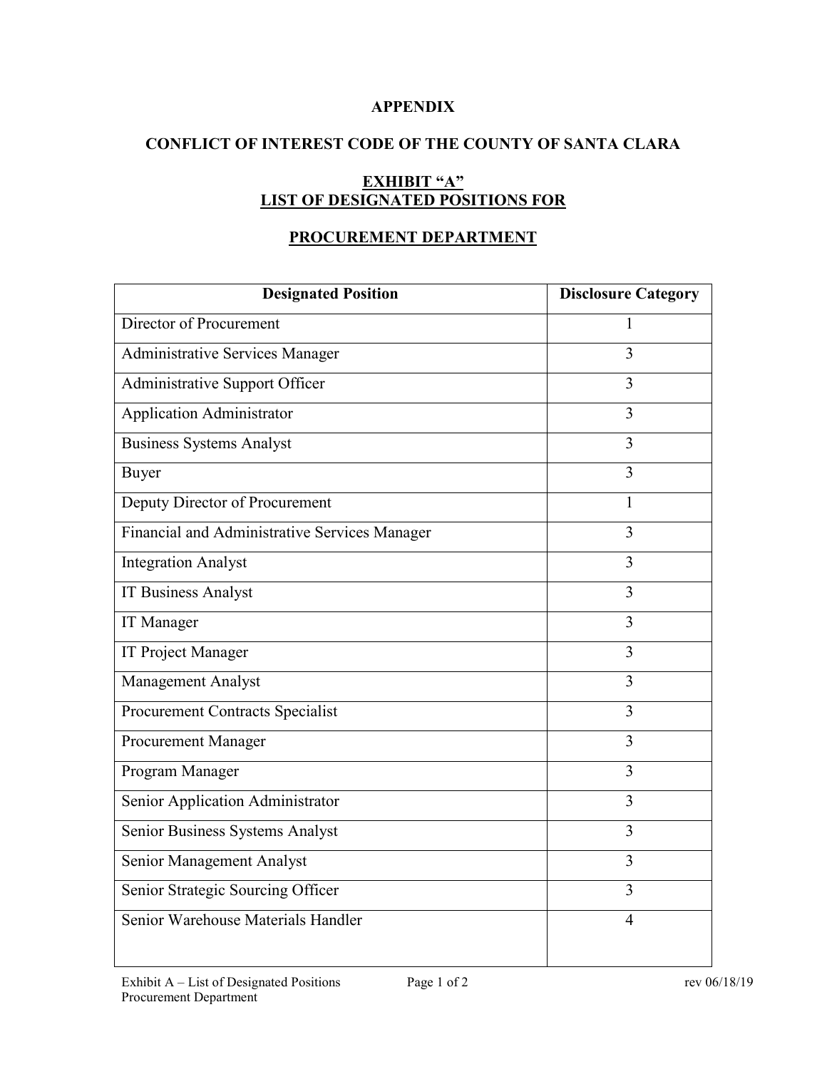**APPENDIX**

**CONFLICT OF INTEREST CODE OF THE COUNTY OF SANTA CLARA**

**EXHIBIT "A"**
**LIST OF DESIGNATED POSITIONS FOR**

**PROCUREMENT DEPARTMENT**

| Designated Position | Disclosure Category |
|---|---|
| Director of Procurement | 1 |
| Administrative Services Manager | 3 |
| Administrative Support Officer | 3 |
| Application Administrator | 3 |
| Business Systems Analyst | 3 |
| Buyer | 3 |
| Deputy Director of Procurement | 1 |
| Financial and Administrative Services Manager | 3 |
| Integration Analyst | 3 |
| IT Business Analyst | 3 |
| IT Manager | 3 |
| IT Project Manager | 3 |
| Management Analyst | 3 |
| Procurement Contracts Specialist | 3 |
| Procurement Manager | 3 |
| Program Manager | 3 |
| Senior Application Administrator | 3 |
| Senior Business Systems Analyst | 3 |
| Senior Management Analyst | 3 |
| Senior Strategic Sourcing Officer | 3 |
| Senior Warehouse Materials Handler | 4 |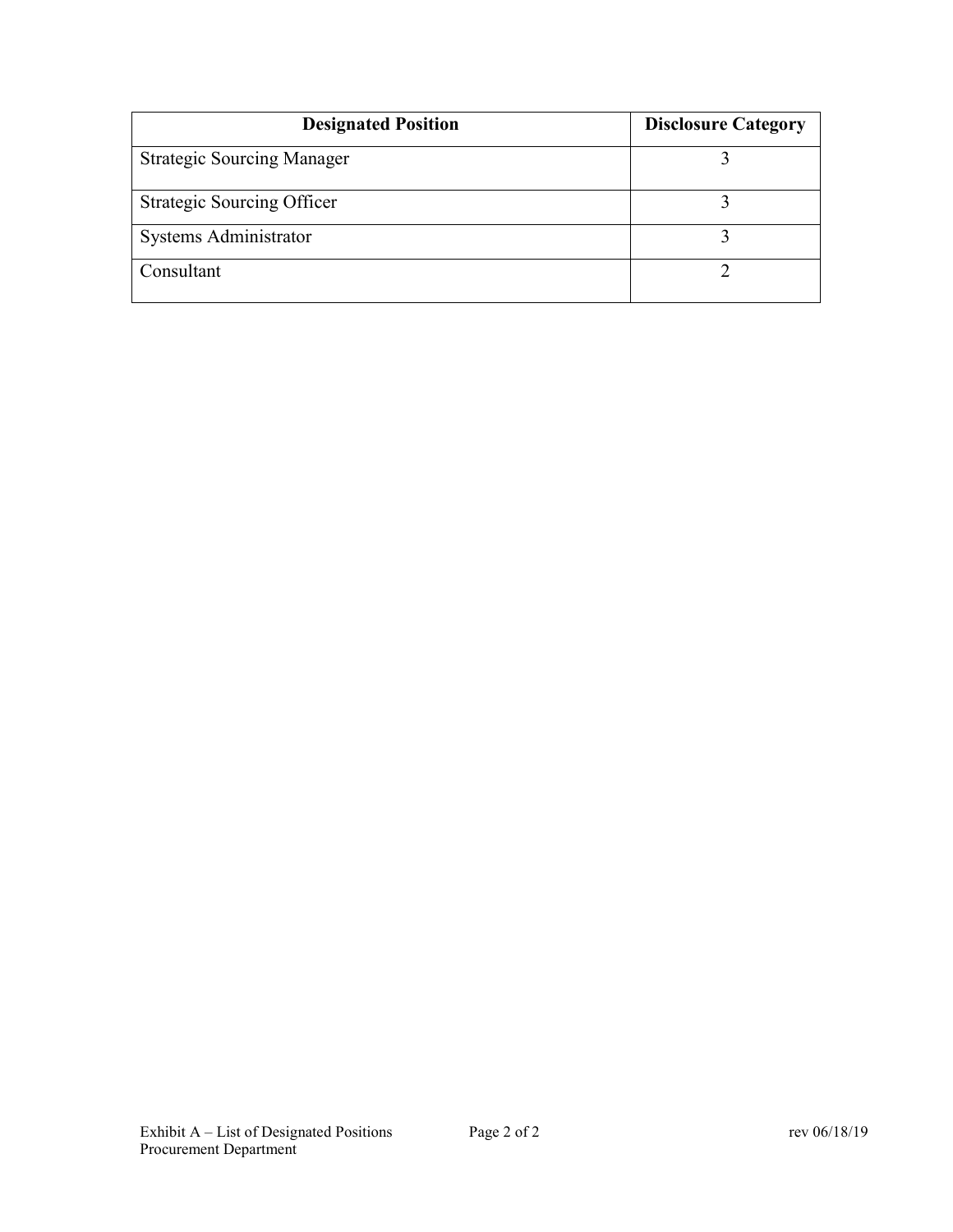| Designated Position | Disclosure Category |
| --- | --- |
| Strategic Sourcing Manager | 3 |
| Strategic Sourcing Officer | 3 |
| Systems Administrator | 3 |
| Consultant | 2 |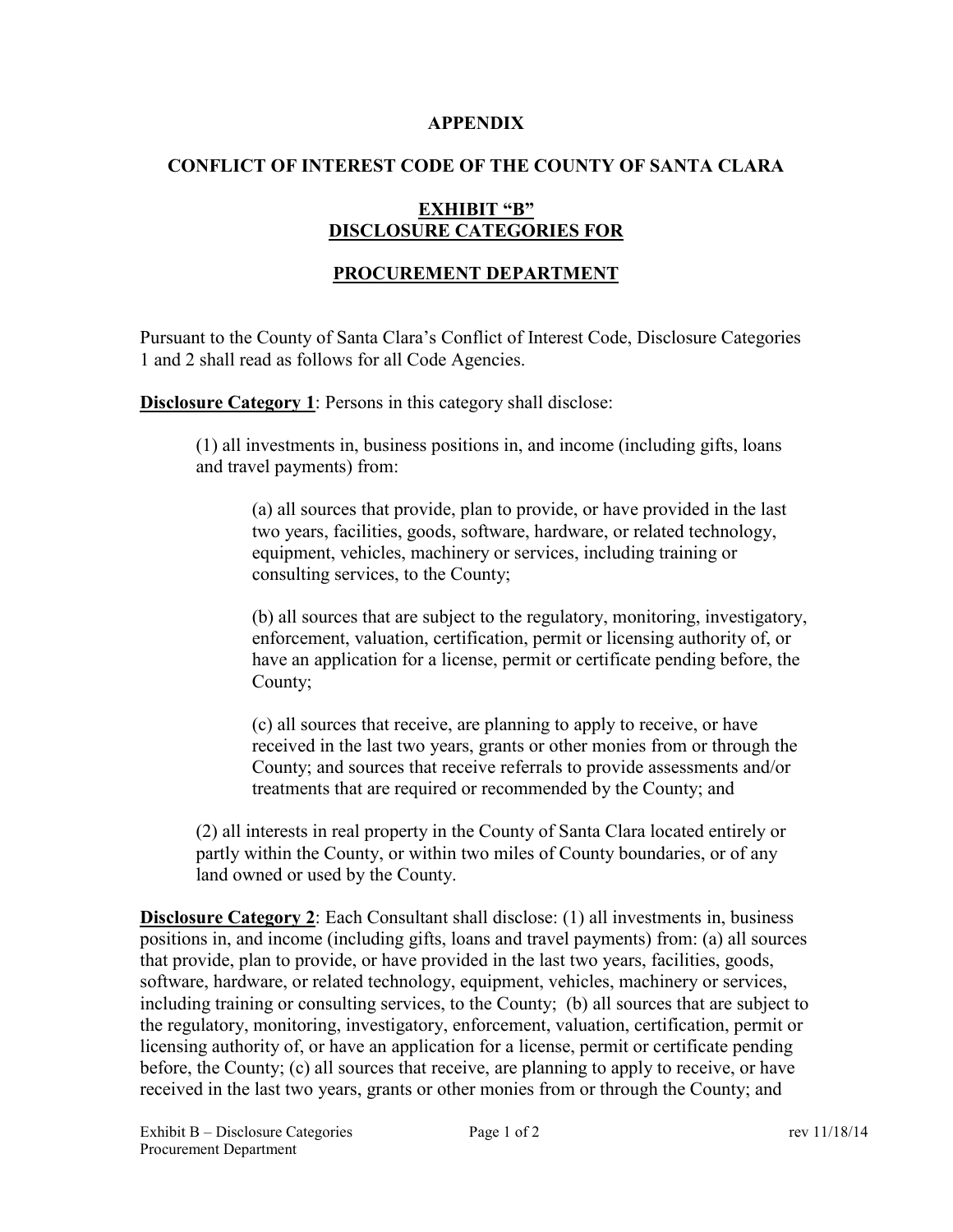**APPENDIX**

**CONFLICT OF INTEREST CODE OF THE COUNTY OF SANTA CLARA**

**EXHIBIT "B"**
**DISCLOSURE CATEGORIES FOR**

**PROCUREMENT DEPARTMENT**

Pursuant to the County of Santa Clara's Conflict of Interest Code, Disclosure Categories 1 and 2 shall read as follows for all Code Agencies.

**Disclosure Category 1**: Persons in this category shall disclose:

(1) all investments in, business positions in, and income (including gifts, loans and travel payments) from:

(a) all sources that provide, plan to provide, or have provided in the last two years, facilities, goods, software, hardware, or related technology, equipment, vehicles, machinery or services, including training or consulting services, to the County;

(b) all sources that are subject to the regulatory, monitoring, investigatory, enforcement, valuation, certification, permit or licensing authority of, or have an application for a license, permit or certificate pending before, the County;

(c) all sources that receive, are planning to apply to receive, or have received in the last two years, grants or other monies from or through the County; and sources that receive referrals to provide assessments and/or treatments that are required or recommended by the County; and

(2) all interests in real property in the County of Santa Clara located entirely or partly within the County, or within two miles of County boundaries, or of any land owned or used by the County.

**Disclosure Category 2**: Each Consultant shall disclose: (1) all investments in, business positions in, and income (including gifts, loans and travel payments) from: (a) all sources that provide, plan to provide, or have provided in the last two years, facilities, goods, software, hardware, or related technology, equipment, vehicles, machinery or services, including training or consulting services, to the County; (b) all sources that are subject to the regulatory, monitoring, investigatory, enforcement, valuation, certification, permit or licensing authority of, or have an application for a license, permit or certificate pending before, the County; (c) all sources that receive, are planning to apply to receive, or have received in the last two years, grants or other monies from or through the County; and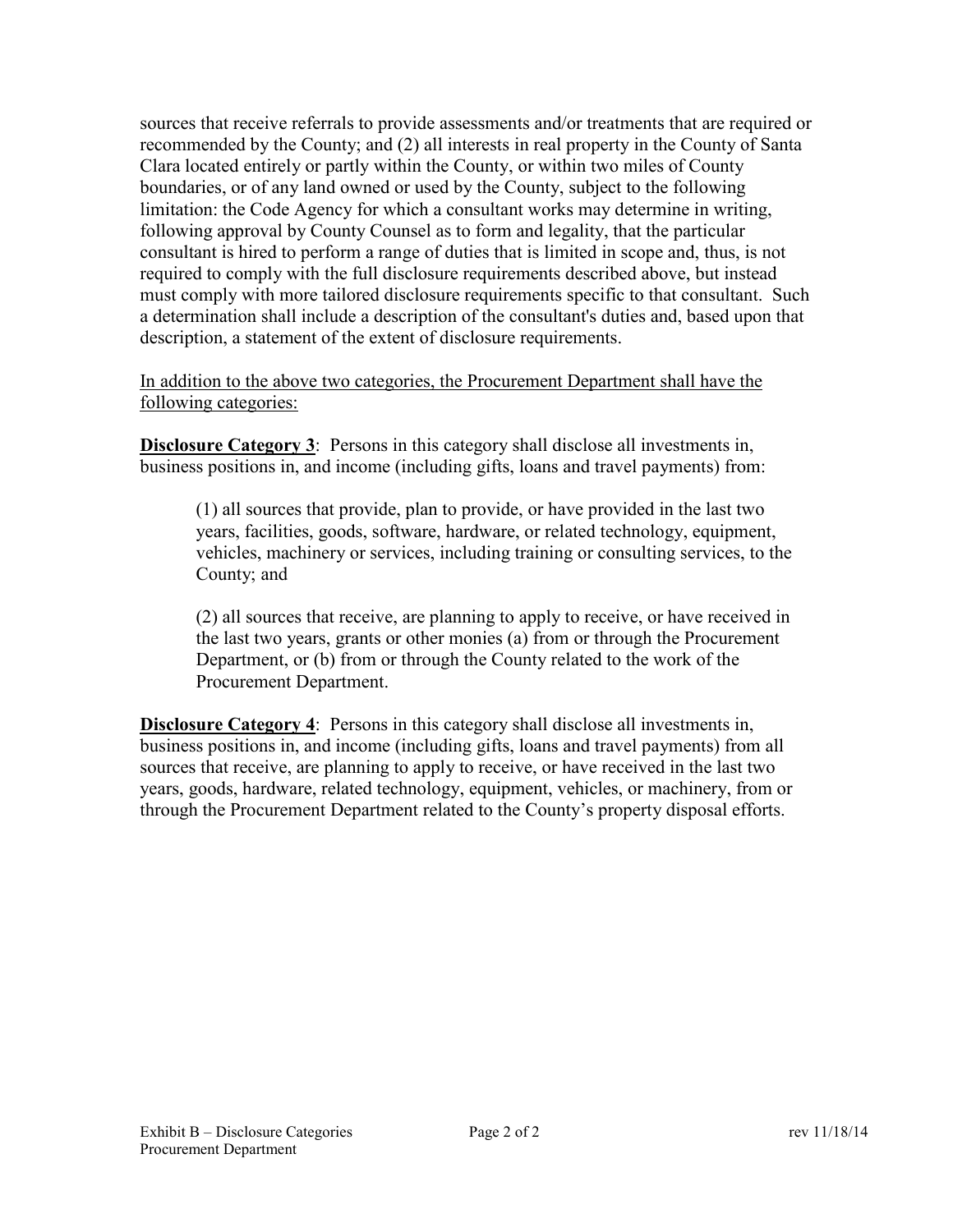sources that receive referrals to provide assessments and/or treatments that are required or recommended by the County; and (2) all interests in real property in the County of Santa Clara located entirely or partly within the County, or within two miles of County boundaries, or of any land owned or used by the County, subject to the following limitation: the Code Agency for which a consultant works may determine in writing, following approval by County Counsel as to form and legality, that the particular consultant is hired to perform a range of duties that is limited in scope and, thus, is not required to comply with the full disclosure requirements described above, but instead must comply with more tailored disclosure requirements specific to that consultant. Such a determination shall include a description of the consultant's duties and, based upon that description, a statement of the extent of disclosure requirements.

<u>In addition to the above two categories, the Procurement Department shall have the following categories:</u>

**<u>Disclosure Category 3</u>**: Persons in this category shall disclose all investments in, business positions in, and income (including gifts, loans and travel payments) from:

> (1) all sources that provide, plan to provide, or have provided in the last two years, facilities, goods, software, hardware, or related technology, equipment, vehicles, machinery or services, including training or consulting services, to the County; and
>
> (2) all sources that receive, are planning to apply to receive, or have received in the last two years, grants or other monies (a) from or through the Procurement Department, or (b) from or through the County related to the work of the Procurement Department.

**<u>Disclosure Category 4</u>**: Persons in this category shall disclose all investments in, business positions in, and income (including gifts, loans and travel payments) from all sources that receive, are planning to apply to receive, or have received in the last two years, goods, hardware, related technology, equipment, vehicles, or machinery, from or through the Procurement Department related to the County's property disposal efforts.